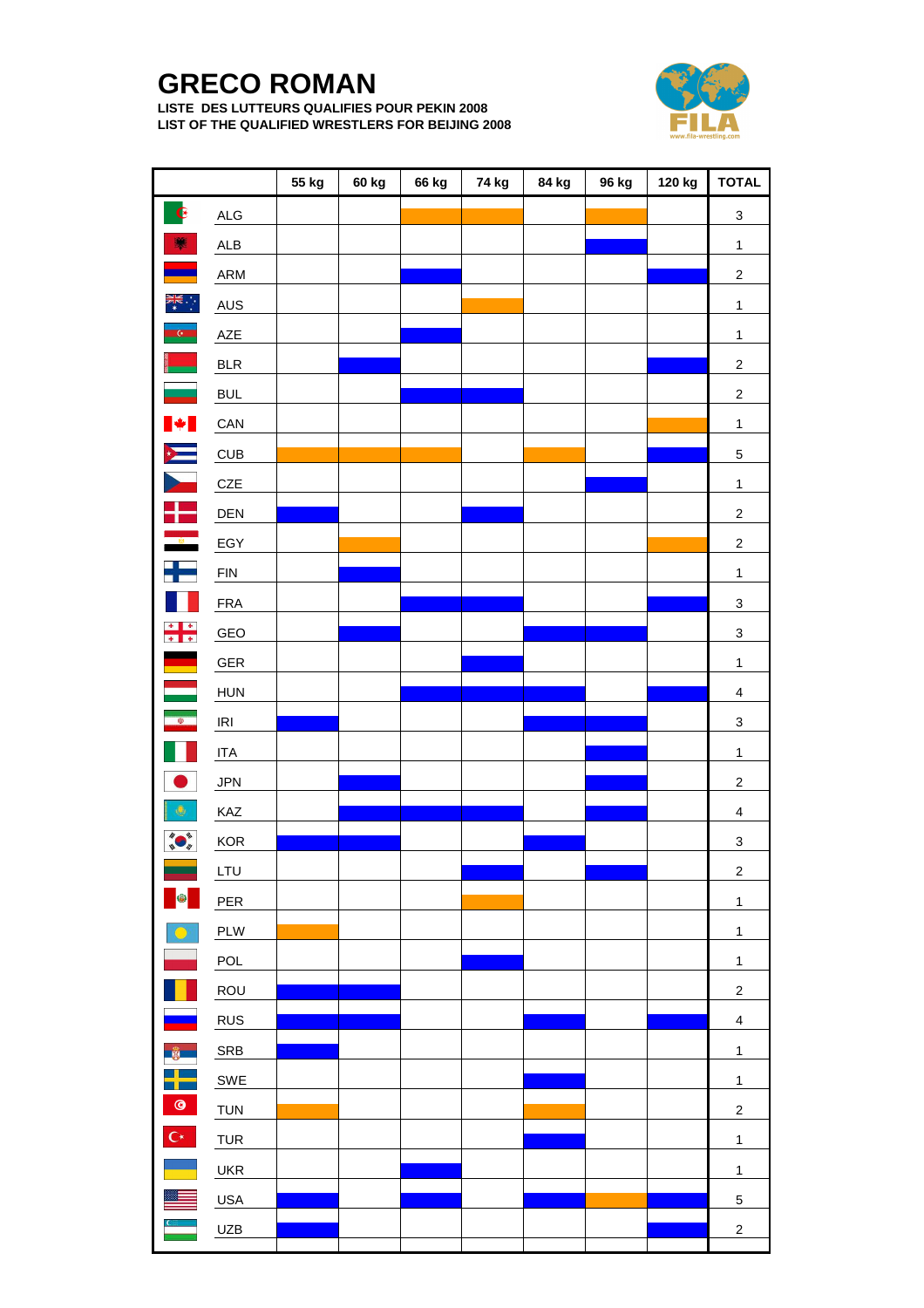# GRECO ROMAN

**LISTE DES LUTTEURS QUALIFIES POUR PEKIN 2008**
**LIST OF THE QUALIFIED WRESTLERS FOR BEIJING 2008**

FILA
www.fila-wrestling.com

| | 55 kg | 60 kg | 66 kg | 74 kg | 84 kg | 96 kg | 120 kg | TOTAL |
|---|---|---|---|---|---|---|---|---|
| ALG | | | orange | orange | | orange | | 3 |
| ALB | | | | | | blue | | 1 |
| ARM | | | blue | | | | blue | 2 |
| AUS | | | | orange | | | | 1 |
| AZE | | | blue | | | | | 1 |
| BLR | | blue | | | | | blue | 2 |
| BUL | | | blue | blue | | | | 2 |
| CAN | | | | | | | orange | 1 |
| CUB | orange | orange | orange | | orange | | blue | 5 |
| CZE | | | | | | blue | | 1 |
| DEN | blue | | | blue | | | | 2 |
| EGY | | orange | | | | | orange | 2 |
| FIN | | blue | | | | | | 1 |
| FRA | | | blue | blue | | | blue | 3 |
| GEO | | blue | | | blue | blue | | 3 |
| GER | | | | blue | | | | 1 |
| HUN | | | blue | blue | blue | | blue | 4 |
| IRI | blue | | | | blue | blue | | 3 |
| ITA | | | | | | blue | | 1 |
| JPN | | blue | | | | blue | | 2 |
| KAZ | | blue | blue | blue | | blue | | 4 |
| KOR | blue | blue | | | blue | | | 3 |
| LTU | | | | blue | | blue | | 2 |
| PER | | | | orange | | | | 1 |
| PLW | orange | | | | | | | 1 |
| POL | | | | blue | | | | 1 |
| ROU | blue | blue | | | | | | 2 |
| RUS | blue | blue | | | blue | | blue | 4 |
| SRB | blue | | | | | | | 1 |
| SWE | | | | | blue | | | 1 |
| TUN | orange | | | | orange | | | 2 |
| TUR | | | | | blue | | | 1 |
| UKR | | | blue | | | | | 1 |
| USA | blue | | blue | | blue | orange | blue | 5 |
| UZB | blue | | | | | | blue | 2 |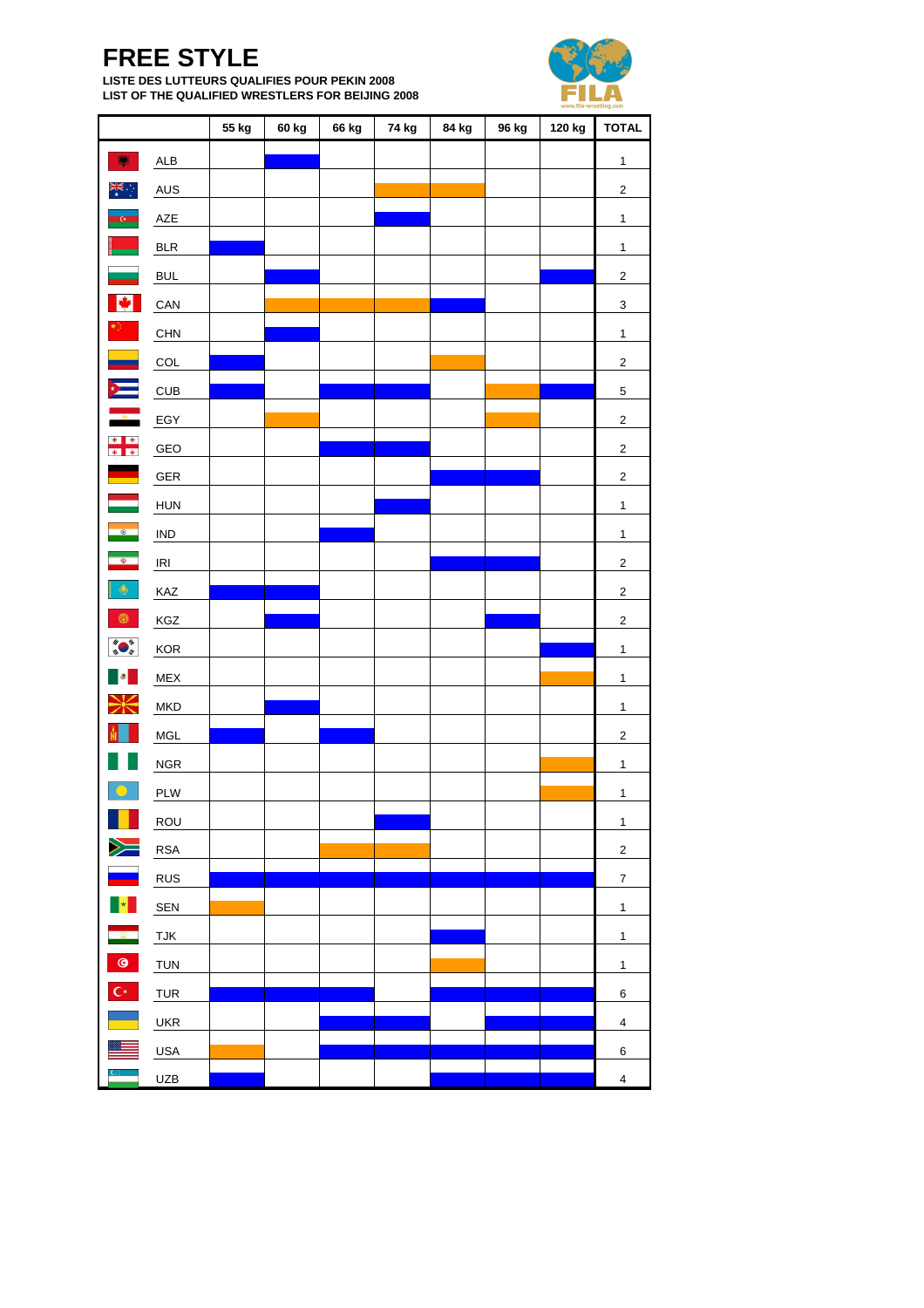# FREE STYLE

**LISTE DES LUTTEURS QUALIFIES POUR PEKIN 2008**
**LIST OF THE QUALIFIED WRESTLERS FOR BEIJING 2008**

FILA
www.fila-wrestling.com

| | 55 kg | 60 kg | 66 kg | 74 kg | 84 kg | 96 kg | 120 kg | TOTAL |
|---|---|---|---|---|---|---|---|---|
| ALB | | blue | | | | | | 1 |
| AUS | | | | orange | orange | | | 2 |
| AZE | | | | blue | | | | 1 |
| BLR | blue | | | | | | | 1 |
| BUL | | blue | | | | | blue | 2 |
| CAN | | orange | orange | orange | blue | | | 3 |
| CHN | | blue | | | | | | 1 |
| COL | blue | | | | orange | | | 2 |
| CUB | blue | | blue | blue | | orange | blue | 5 |
| EGY | | orange | | | | orange | | 2 |
| GEO | | | blue | blue | | | | 2 |
| GER | | | | | blue | blue | | 2 |
| HUN | | | | blue | | | | 1 |
| IND | | | blue | | | | | 1 |
| IRI | | | | | blue | blue | | 2 |
| KAZ | blue | blue | | | | | | 2 |
| KGZ | | blue | | | | blue | | 2 |
| KOR | | | | | | | blue | 1 |
| MEX | | | | | | | orange | 1 |
| MKD | | blue | | | | | | 1 |
| MGL | blue | | blue | | | | | 2 |
| NGR | | | | | | | orange | 1 |
| PLW | | | | | | | orange | 1 |
| ROU | | | | blue | | | | 1 |
| RSA | | | orange | orange | | | | 2 |
| RUS | blue | blue | blue | blue | blue | blue | blue | 7 |
| SEN | orange | | | | | | | 1 |
| TJK | | | | | blue | | | 1 |
| TUN | | | | | orange | | | 1 |
| TUR | blue | blue | blue | | blue | blue | blue | 6 |
| UKR | | | blue | blue | | blue | blue | 4 |
| USA | orange | | blue | blue | blue | blue | blue | 6 |
| UZB | blue | | | | blue | blue | blue | 4 |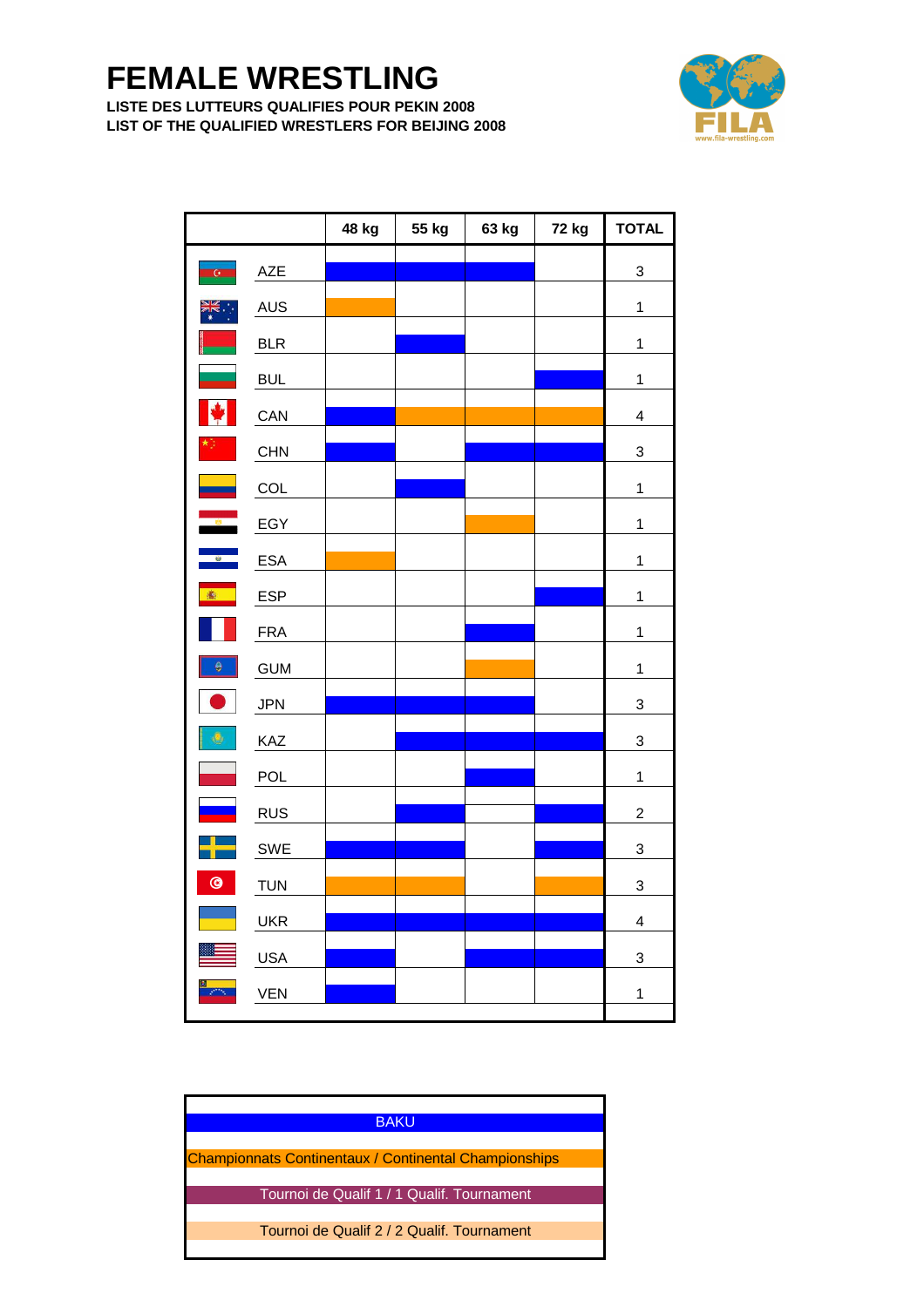# FEMALE WRESTLING

**LISTE DES LUTTEURS QUALIFIES POUR PEKIN 2008**
**LIST OF THE QUALIFIED WRESTLERS FOR BEIJING 2008**

FILA
www.fila-wrestling.com

| | 48 kg | 55 kg | 63 kg | 72 kg | TOTAL |
|---|---|---|---|---|---|
| AZE | BAKU | BAKU | BAKU | | 3 |
| AUS | Continental | | | | 1 |
| BLR | | BAKU | | | 1 |
| BUL | | | | BAKU | 1 |
| CAN | BAKU | Continental | Continental | Continental | 4 |
| CHN | BAKU | | BAKU | BAKU | 3 |
| COL | | BAKU | | | 1 |
| EGY | | | Continental | | 1 |
| ESA | Continental | | | | 1 |
| ESP | | | | BAKU | 1 |
| FRA | | | BAKU | | 1 |
| GUM | | | Continental | | 1 |
| JPN | BAKU | BAKU | BAKU | | 3 |
| KAZ | | BAKU | BAKU | BAKU | 3 |
| POL | | | BAKU | | 1 |
| RUS | | BAKU | | BAKU | 2 |
| SWE | BAKU | BAKU | | BAKU | 3 |
| TUN | Continental | Continental | | Continental | 3 |
| UKR | BAKU | BAKU | BAKU | BAKU | 4 |
| USA | BAKU | | BAKU | BAKU | 3 |
| VEN | BAKU | | | | 1 |

BAKU

Championnats Continentaux / Continental Championships

Tournoi de Qualif 1 / 1 Qualif. Tournament

Tournoi de Qualif 2 / 2 Qualif. Tournament